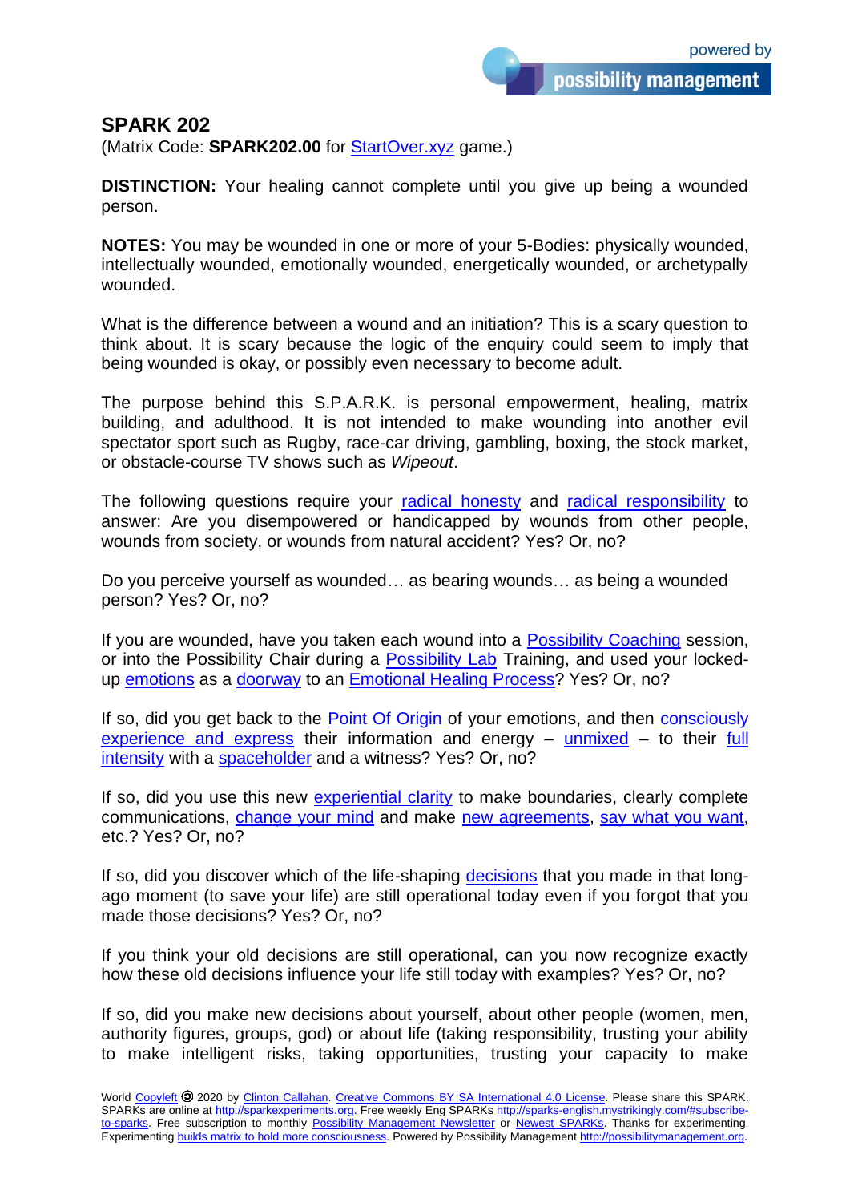# SPARK 202

(Matrix Code: **SPARK202.00** for StartOver.xyz game.)

**DISTINCTION:** Your healing cannot complete until you give up being a wounded person.

**NOTES:** You may be wounded in one or more of your 5-Bodies: physically wounded, intellectually wounded, emotionally wounded, energetically wounded, or archetypally wounded.

What is the difference between a wound and an initiation? This is a scary question to think about. It is scary because the logic of the enquiry could seem to imply that being wounded is okay, or possibly even necessary to become adult.

The purpose behind this S.P.A.R.K. is personal empowerment, healing, matrix building, and adulthood. It is not intended to make wounding into another evil spectator sport such as Rugby, race-car driving, gambling, boxing, the stock market, or obstacle-course TV shows such as *Wipeout*.

The following questions require your radical honesty and radical responsibility to answer: Are you disempowered or handicapped by wounds from other people, wounds from society, or wounds from natural accident? Yes? Or, no?

Do you perceive yourself as wounded… as bearing wounds… as being a wounded person? Yes? Or, no?

If you are wounded, have you taken each wound into a Possibility Coaching session, or into the Possibility Chair during a Possibility Lab Training, and used your locked-up emotions as a doorway to an Emotional Healing Process? Yes? Or, no?

If so, did you get back to the Point Of Origin of your emotions, and then consciously experience and express their information and energy – unmixed – to their full intensity with a spaceholder and a witness? Yes? Or, no?

If so, did you use this new experiential clarity to make boundaries, clearly complete communications, change your mind and make new agreements, say what you want, etc.? Yes? Or, no?

If so, did you discover which of the life-shaping decisions that you made in that long-ago moment (to save your life) are still operational today even if you forgot that you made those decisions? Yes? Or, no?

If you think your old decisions are still operational, can you now recognize exactly how these old decisions influence your life still today with examples? Yes? Or, no?

If so, did you make new decisions about yourself, about other people (women, men, authority figures, groups, god) or about life (taking responsibility, trusting your ability to make intelligent risks, taking opportunities, trusting your capacity to make

World Copyleft 🄯 2020 by Clinton Callahan. Creative Commons BY SA International 4.0 License. Please share this SPARK. SPARKs are online at http://sparkexperiments.org. Free weekly Eng SPARKs http://sparks-english.mystrikingly.com/#subscribe-to-sparks. Free subscription to monthly Possibility Management Newsletter or Newest SPARKs. Thanks for experimenting. Experimenting builds matrix to hold more consciousness. Powered by Possibility Management http://possibilitymanagement.org.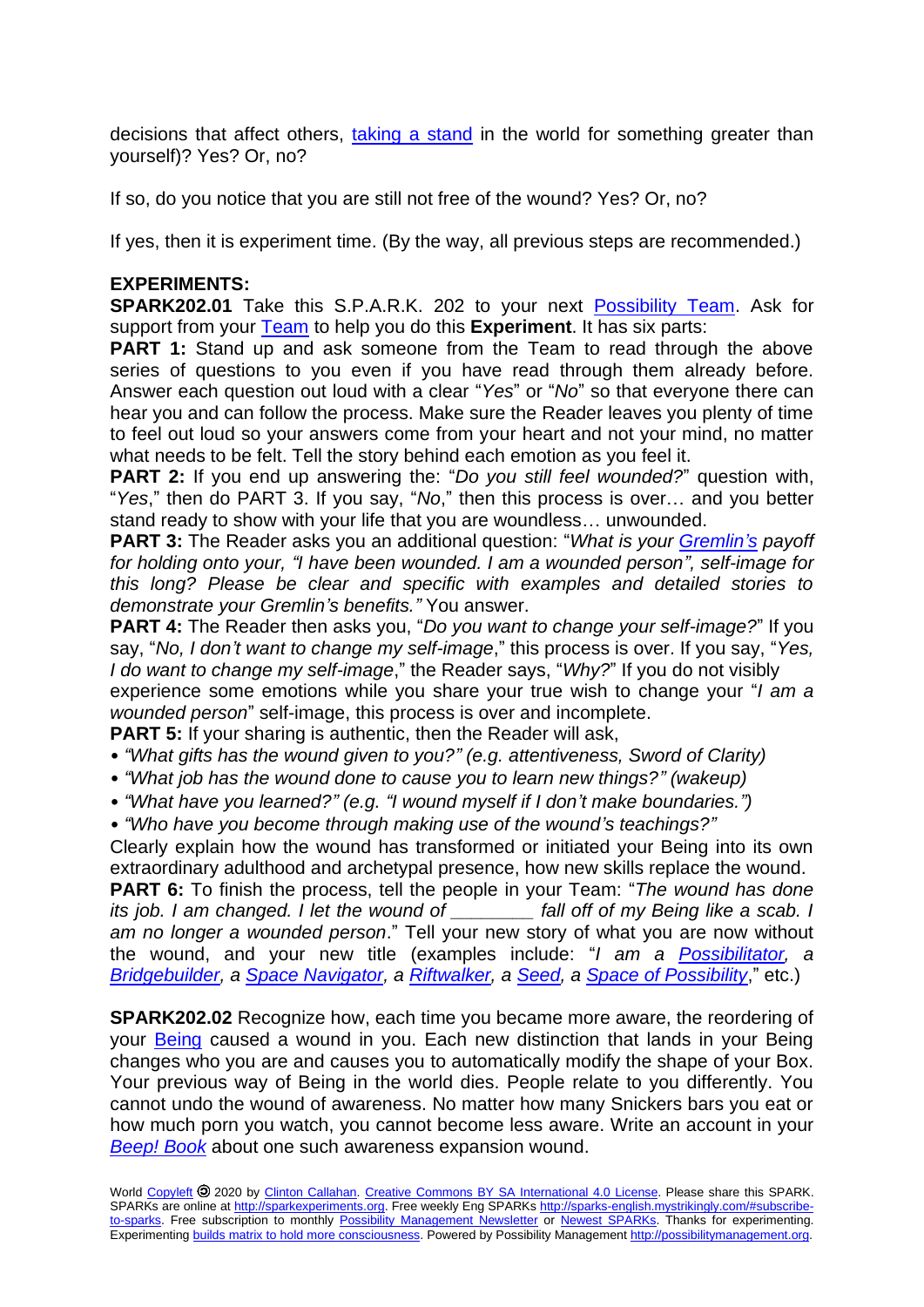decisions that affect others, taking a stand in the world for something greater than yourself)? Yes? Or, no?

If so, do you notice that you are still not free of the wound? Yes? Or, no?

If yes, then it is experiment time. (By the way, all previous steps are recommended.)

**EXPERIMENTS:**

**SPARK202.01** Take this S.P.A.R.K. 202 to your next Possibility Team. Ask for support from your Team to help you do this **Experiment**. It has six parts:

**PART 1:** Stand up and ask someone from the Team to read through the above series of questions to you even if you have read through them already before. Answer each question out loud with a clear "*Yes*" or "*No*" so that everyone there can hear you and can follow the process. Make sure the Reader leaves you plenty of time to feel out loud so your answers come from your heart and not your mind, no matter what needs to be felt. Tell the story behind each emotion as you feel it.

**PART 2:** If you end up answering the: "*Do you still feel wounded?*" question with, "*Yes*," then do PART 3. If you say, "*No*," then this process is over… and you better stand ready to show with your life that you are woundless… unwounded.

**PART 3:** The Reader asks you an additional question: "*What is your Gremlin's payoff for holding onto your, "I have been wounded. I am a wounded person", self-image for this long? Please be clear and specific with examples and detailed stories to demonstrate your Gremlin's benefits."* You answer.

**PART 4:** The Reader then asks you, "*Do you want to change your self-image?*" If you say, "*No, I don't want to change my self-image*," this process is over. If you say, "*Yes, I do want to change my self-image*," the Reader says, "*Why?*" If you do not visibly experience some emotions while you share your true wish to change your "*I am a wounded person*" self-image, this process is over and incomplete.

**PART 5:** If your sharing is authentic, then the Reader will ask,

- *"What gifts has the wound given to you?" (e.g. attentiveness, Sword of Clarity)*
- *"What job has the wound done to cause you to learn new things?" (wakeup)*
- *"What have you learned?" (e.g. "I wound myself if I don't make boundaries.")*
- *"Who have you become through making use of the wound's teachings?"*

Clearly explain how the wound has transformed or initiated your Being into its own extraordinary adulthood and archetypal presence, how new skills replace the wound.

**PART 6:** To finish the process, tell the people in your Team: "*The wound has done its job. I am changed. I let the wound of ________ fall off of my Being like a scab. I am no longer a wounded person*." Tell your new story of what you are now without the wound, and your new title (examples include: "*I am a Possibilitator, a Bridgebuilder, a Space Navigator, a Riftwalker, a Seed, a Space of Possibility*," etc.)

**SPARK202.02** Recognize how, each time you became more aware, the reordering of your Being caused a wound in you. Each new distinction that lands in your Being changes who you are and causes you to automatically modify the shape of your Box. Your previous way of Being in the world dies. People relate to you differently. You cannot undo the wound of awareness. No matter how many Snickers bars you eat or how much porn you watch, you cannot become less aware. Write an account in your *Beep! Book* about one such awareness expansion wound.

World Copyleft 🄯 2020 by Clinton Callahan. Creative Commons BY SA International 4.0 License. Please share this SPARK. SPARKs are online at http://sparkexperiments.org. Free weekly Eng SPARKs http://sparks-english.mystrikingly.com/#subscribe-to-sparks. Free subscription to monthly Possibility Management Newsletter or Newest SPARKs. Thanks for experimenting. Experimenting builds matrix to hold more consciousness. Powered by Possibility Management http://possibilitymanagement.org.